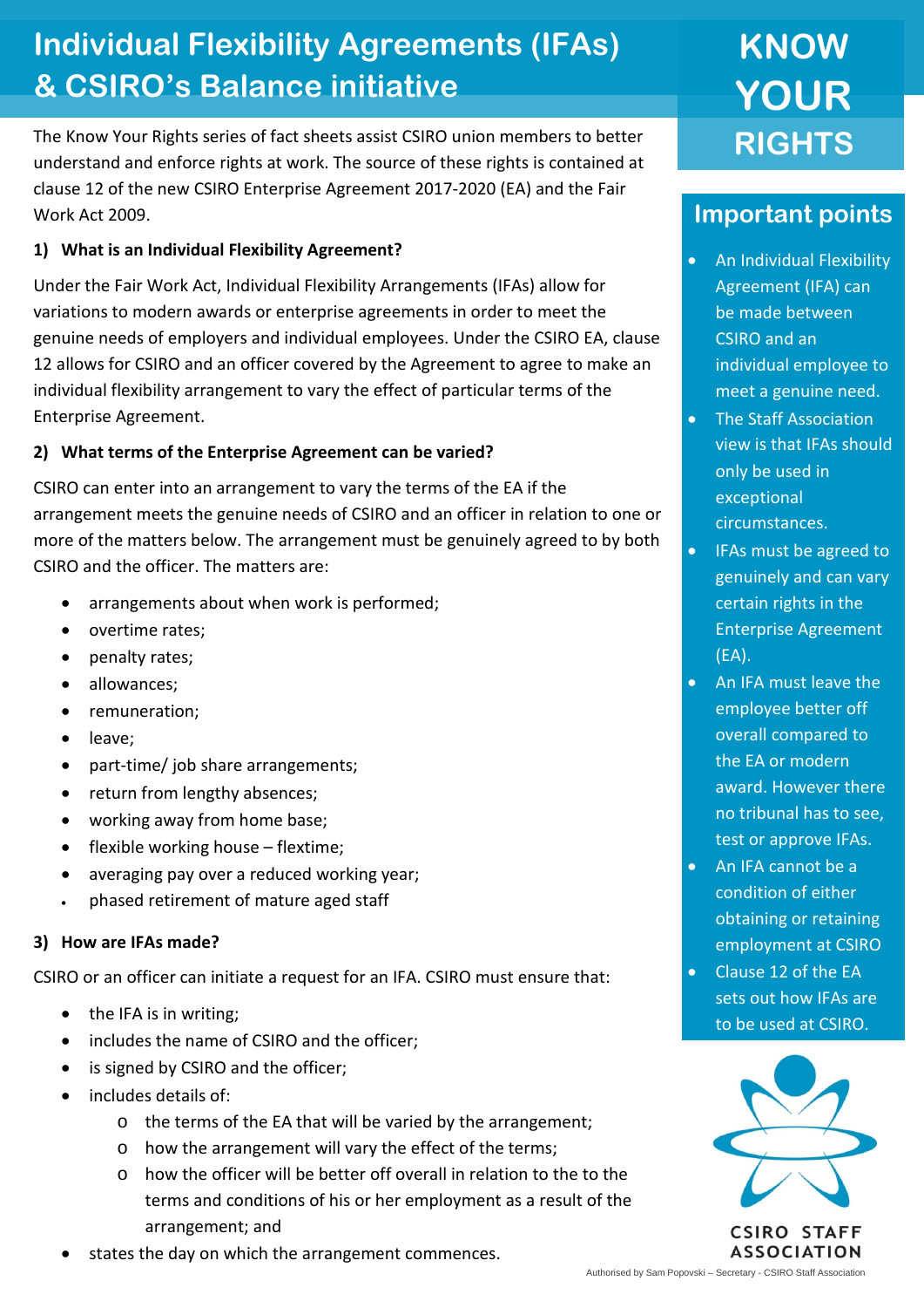# Individual Flexibility Agreements (IFAs) & CSIRO's Balance initiative

# KNOW YOUR RIGHTS

The Know Your Rights series of fact sheets assist CSIRO union members to better understand and enforce rights at work. The source of these rights is contained at clause 12 of the new CSIRO Enterprise Agreement 2017-2020 (EA) and the Fair Work Act 2009.

### 1) What is an Individual Flexibility Agreement?

Under the Fair Work Act, Individual Flexibility Arrangements (IFAs) allow for variations to modern awards or enterprise agreements in order to meet the genuine needs of employers and individual employees. Under the CSIRO EA, clause 12 allows for CSIRO and an officer covered by the Agreement to agree to make an individual flexibility arrangement to vary the effect of particular terms of the Enterprise Agreement.

### 2) What terms of the Enterprise Agreement can be varied?

CSIRO can enter into an arrangement to vary the terms of the EA if the arrangement meets the genuine needs of CSIRO and an officer in relation to one or more of the matters below. The arrangement must be genuinely agreed to by both CSIRO and the officer. The matters are:

- arrangements about when work is performed;
- overtime rates;
- penalty rates;
- allowances;
- remuneration;
- leave;
- part-time/ job share arrangements;
- return from lengthy absences;
- working away from home base;
- flexible working house – flextime;
- averaging pay over a reduced working year;
- phased retirement of mature aged staff

### 3) How are IFAs made?

CSIRO or an officer can initiate a request for an IFA. CSIRO must ensure that:

- the IFA is in writing;
- includes the name of CSIRO and the officer;
- is signed by CSIRO and the officer;
- includes details of:
  - the terms of the EA that will be varied by the arrangement;
  - how the arrangement will vary the effect of the terms;
  - how the officer will be better off overall in relation to the to the terms and conditions of his or her employment as a result of the arrangement; and
- states the day on which the arrangement commences.

## Important points

- An Individual Flexibility Agreement (IFA) can be made between CSIRO and an individual employee to meet a genuine need.
- The Staff Association view is that IFAs should only be used in exceptional circumstances.
- IFAs must be agreed to genuinely and can vary certain rights in the Enterprise Agreement (EA).
- An IFA must leave the employee better off overall compared to the EA or modern award. However there no tribunal has to see, test or approve IFAs.
- An IFA cannot be a condition of either obtaining or retaining employment at CSIRO
- Clause 12 of the EA sets out how IFAs are to be used at CSIRO.

CSIRO STAFF ASSOCIATION

Authorised by Sam Popovski – Secretary - CSIRO Staff Association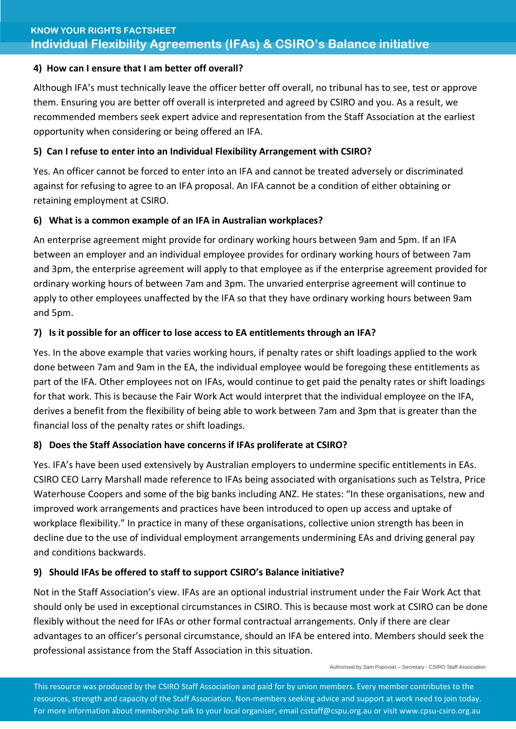#### 4) How can I ensure that I am better off overall?

Although IFA's must technically leave the officer better off overall, no tribunal has to see, test or approve them. Ensuring you are better off overall is interpreted and agreed by CSIRO and you. As a result, we recommended members seek expert advice and representation from the Staff Association at the earliest opportunity when considering or being offered an IFA.

#### 5) Can I refuse to enter into an Individual Flexibility Arrangement with CSIRO?

Yes. An officer cannot be forced to enter into an IFA and cannot be treated adversely or discriminated against for refusing to agree to an IFA proposal. An IFA cannot be a condition of either obtaining or retaining employment at CSIRO.

#### 6) What is a common example of an IFA in Australian workplaces?

An enterprise agreement might provide for ordinary working hours between 9am and 5pm. If an IFA between an employer and an individual employee provides for ordinary working hours of between 7am and 3pm, the enterprise agreement will apply to that employee as if the enterprise agreement provided for ordinary working hours of between 7am and 3pm. The unvaried enterprise agreement will continue to apply to other employees unaffected by the IFA so that they have ordinary working hours between 9am and 5pm.

#### 7) Is it possible for an officer to lose access to EA entitlements through an IFA?

Yes. In the above example that varies working hours, if penalty rates or shift loadings applied to the work done between 7am and 9am in the EA, the individual employee would be foregoing these entitlements as part of the IFA. Other employees not on IFAs, would continue to get paid the penalty rates or shift loadings for that work. This is because the Fair Work Act would interpret that the individual employee on the IFA, derives a benefit from the flexibility of being able to work between 7am and 3pm that is greater than the financial loss of the penalty rates or shift loadings.

#### 8) Does the Staff Association have concerns if IFAs proliferate at CSIRO?

Yes. IFA's have been used extensively by Australian employers to undermine specific entitlements in EAs. CSIRO CEO Larry Marshall made reference to IFAs being associated with organisations such as Telstra, Price Waterhouse Coopers and some of the big banks including ANZ. He states: "In these organisations, new and improved work arrangements and practices have been introduced to open up access and uptake of workplace flexibility." In practice in many of these organisations, collective union strength has been in decline due to the use of individual employment arrangements undermining EAs and driving general pay and conditions backwards.

#### 9) Should IFAs be offered to staff to support CSIRO's Balance initiative?

Not in the Staff Association's view. IFAs are an optional industrial instrument under the Fair Work Act that should only be used in exceptional circumstances in CSIRO. This is because most work at CSIRO can be done flexibly without the need for IFAs or other formal contractual arrangements. Only if there are clear advantages to an officer's personal circumstance, should an IFA be entered into. Members should seek the professional assistance from the Staff Association in this situation.

Authorised by Sam Popovski – Secretary - CSIRO Staff Association

This resource was produced by the CSIRO Staff Association and paid for by union members. Every member contributes to the resources, strength and capacity of the Staff Association. Non-members seeking advice and support at work need to join today. For more information about membership talk to your local organiser, email csstaff@cspu.org.au or visit www.cpsu-csiro.org.au